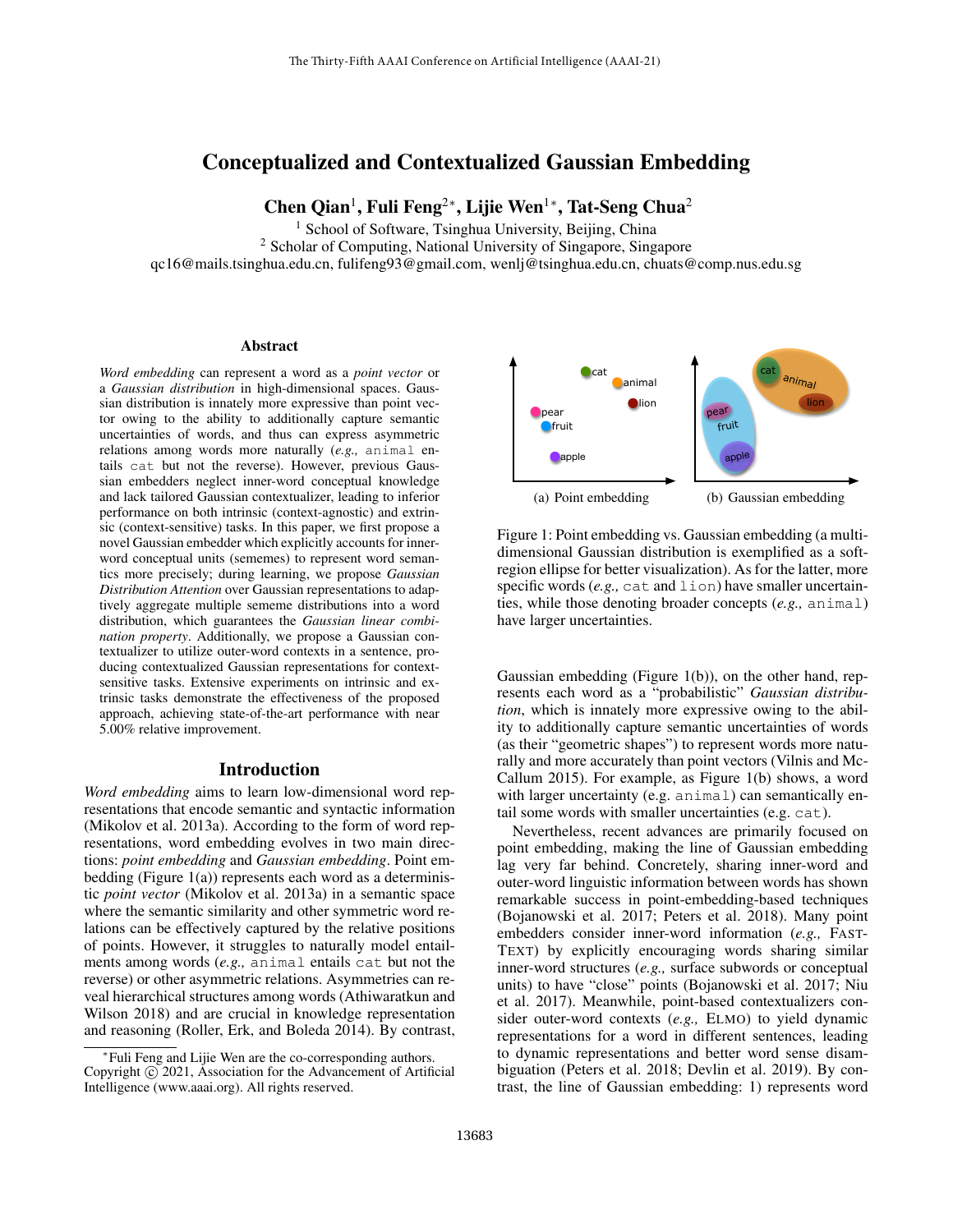# Conceptualized and Contextualized Gaussian Embedding

**Chen Qian**[1], **Fuli Feng**[2*], **Lijie Wen**[1*], **Tat-Seng Chua**[2]

[1] School of Software, Tsinghua University, Beijing, China
[2] Scholar of Computing, National University of Singapore, Singapore
qc16@mails.tsinghua.edu.cn, fulifeng93@gmail.com, wenlj@tsinghua.edu.cn, chuats@comp.nus.edu.sg

## Abstract

*Word embedding* can represent a word as a *point vector* or a *Gaussian distribution* in high-dimensional spaces. Gaussian distribution is innately more expressive than point vector owing to the ability to additionally capture semantic uncertainties of words, and thus can express asymmetric relations among words more naturally (*e.g.,* `animal` entails `cat` but not the reverse). However, previous Gaussian embedders neglect inner-word conceptual knowledge and lack tailored Gaussian contextualizer, leading to inferior performance on both intrinsic (context-agnostic) and extrinsic (context-sensitive) tasks. In this paper, we first propose a novel Gaussian embedder which explicitly accounts for inner-word conceptual units (sememes) to represent word semantics more precisely; during learning, we propose *Gaussian Distribution Attention* over Gaussian representations to adaptively aggregate multiple sememe distributions into a word distribution, which guarantees the *Gaussian linear combination property*. Additionally, we propose a Gaussian contextualizer to utilize outer-word contexts in a sentence, producing contextualized Gaussian representations for context-sensitive tasks. Extensive experiments on intrinsic and extrinsic tasks demonstrate the effectiveness of the proposed approach, achieving state-of-the-art performance with near 5.00% relative improvement.

## Introduction

*Word embedding* aims to learn low-dimensional word representations that encode semantic and syntactic information (Mikolov et al. 2013a). According to the form of word representations, word embedding evolves in two main directions: *point embedding* and *Gaussian embedding*. Point embedding (Figure 1(a)) represents each word as a deterministic *point vector* (Mikolov et al. 2013a) in a semantic space where the semantic similarity and other symmetric word relations can be effectively captured by the relative positions of points. However, it struggles to naturally model entailments among words (*e.g.,* `animal` entails `cat` but not the reverse) or other asymmetric relations. Asymmetries can reveal hierarchical structures among words (Athiwaratkun and Wilson 2018) and are crucial in knowledge representation and reasoning (Roller, Erk, and Boleda 2014). By contrast,

(a) Point embedding (b) Gaussian embedding

Figure 1: Point embedding vs. Gaussian embedding (a multi-dimensional Gaussian distribution is exemplified as a soft-region ellipse for better visualization). As for the latter, more specific words (*e.g.,* `cat` and `lion`) have smaller uncertainties, while those denoting broader concepts (*e.g.,* `animal`) have larger uncertainties.

Gaussian embedding (Figure 1(b)), on the other hand, represents each word as a "probabilistic" *Gaussian distribution*, which is innately more expressive owing to the ability to additionally capture semantic uncertainties of words (as their "geometric shapes") to represent words more naturally and more accurately than point vectors (Vilnis and McCallum 2015). For example, as Figure 1(b) shows, a word with larger uncertainty (e.g. `animal`) can semantically entail some words with smaller uncertainties (e.g. `cat`).

Nevertheless, recent advances are primarily focused on point embedding, making the line of Gaussian embedding lag very far behind. Concretely, sharing inner-word and outer-word linguistic information between words has shown remarkable success in point-embedding-based techniques (Bojanowski et al. 2017; Peters et al. 2018). Many point embedders consider inner-word information (*e.g.,* FASTTEXT) by explicitly encouraging words sharing similar inner-word structures (*e.g.,* surface subwords or conceptual units) to have "close" points (Bojanowski et al. 2017; Niu et al. 2017). Meanwhile, point-based contextualizers consider outer-word contexts (*e.g.,* ELMO) to yield dynamic representations for a word in different sentences, leading to dynamic representations and better word sense disambiguation (Peters et al. 2018; Devlin et al. 2019). By contrast, the line of Gaussian embedding: 1) represents word

*Fuli Feng and Lijie Wen are the co-corresponding authors.
Copyright © 2021, Association for the Advancement of Artificial Intelligence (www.aaai.org). All rights reserved.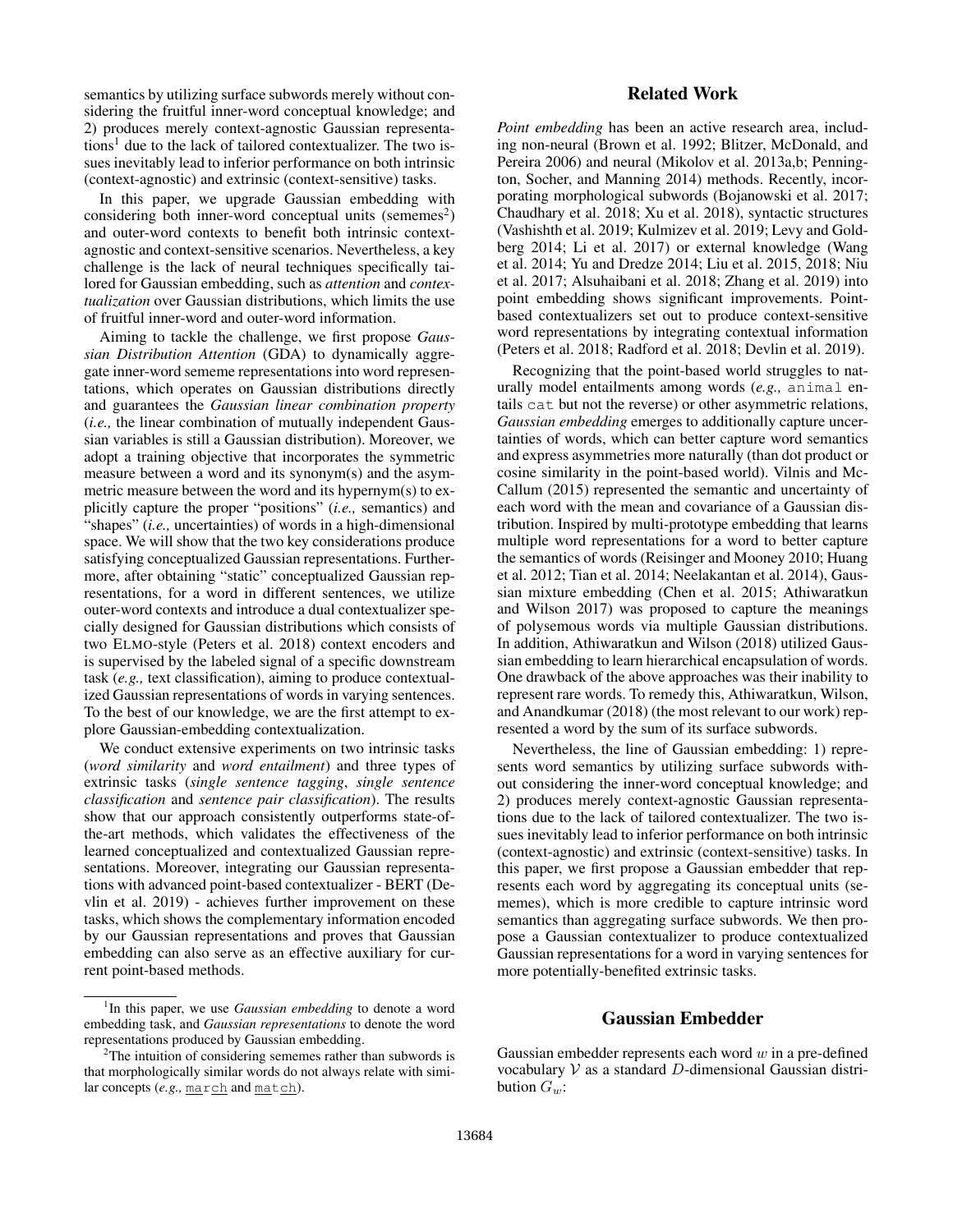semantics by utilizing surface subwords merely without considering the fruitful inner-word conceptual knowledge; and 2) produces merely context-agnostic Gaussian representations[1] due to the lack of tailored contextualizer. The two issues inevitably lead to inferior performance on both intrinsic (context-agnostic) and extrinsic (context-sensitive) tasks.

In this paper, we upgrade Gaussian embedding with considering both inner-word conceptual units (sememes[2]) and outer-word contexts to benefit both intrinsic context-agnostic and context-sensitive scenarios. Nevertheless, a key challenge is the lack of neural techniques specifically tailored for Gaussian embedding, such as *attention* and *contextualization* over Gaussian distributions, which limits the use of fruitful inner-word and outer-word information.

Aiming to tackle the challenge, we first propose *Gaussian Distribution Attention* (GDA) to dynamically aggregate inner-word sememe representations into word representations, which operates on Gaussian distributions directly and guarantees the *Gaussian linear combination property* (*i.e.,* the linear combination of mutually independent Gaussian variables is still a Gaussian distribution). Moreover, we adopt a training objective that incorporates the symmetric measure between a word and its synonym(s) and the asymmetric measure between the word and its hypernym(s) to explicitly capture the proper "positions" (*i.e.,* semantics) and "shapes" (*i.e.,* uncertainties) of words in a high-dimensional space. We will show that the two key considerations produce satisfying conceptualized Gaussian representations. Furthermore, after obtaining "static" conceptualized Gaussian representations, for a word in different sentences, we utilize outer-word contexts and introduce a dual contextualizer specially designed for Gaussian distributions which consists of two ELMO-style (Peters et al. 2018) context encoders and is supervised by the labeled signal of a specific downstream task (*e.g.,* text classification), aiming to produce contextualized Gaussian representations of words in varying sentences. To the best of our knowledge, we are the first attempt to explore Gaussian-embedding contextualization.

We conduct extensive experiments on two intrinsic tasks (*word similarity* and *word entailment*) and three types of extrinsic tasks (*single sentence tagging*, *single sentence classification* and *sentence pair classification*). The results show that our approach consistently outperforms state-of-the-art methods, which validates the effectiveness of the learned conceptualized and contextualized Gaussian representations. Moreover, integrating our Gaussian representations with advanced point-based contextualizer - BERT (Devlin et al. 2019) - achieves further improvement on these tasks, which shows the complementary information encoded by our Gaussian representations and proves that Gaussian embedding can also serve as an effective auxiliary for current point-based methods.

[1] In this paper, we use *Gaussian embedding* to denote a word embedding task, and *Gaussian representations* to denote the word representations produced by Gaussian embedding.

[2] The intuition of considering sememes rather than subwords is that morphologically similar words do not always relate with similar concepts (*e.g.,* march and match).

## Related Work

*Point embedding* has been an active research area, including non-neural (Brown et al. 1992; Blitzer, McDonald, and Pereira 2006) and neural (Mikolov et al. 2013a,b; Pennington, Socher, and Manning 2014) methods. Recently, incorporating morphological subwords (Bojanowski et al. 2017; Chaudhary et al. 2018; Xu et al. 2018), syntactic structures (Vashishth et al. 2019; Kulmizev et al. 2019; Levy and Goldberg 2014; Li et al. 2017) or external knowledge (Wang et al. 2014; Yu and Dredze 2014; Liu et al. 2015, 2018; Niu et al. 2017; Alsuhaibani et al. 2018; Zhang et al. 2019) into point embedding shows significant improvements. Point-based contextualizers set out to produce context-sensitive word representations by integrating contextual information (Peters et al. 2018; Radford et al. 2018; Devlin et al. 2019).

Recognizing that the point-based world struggles to naturally model entailments among words (*e.g.,* `animal` entails `cat` but not the reverse) or other asymmetric relations, *Gaussian embedding* emerges to additionally capture uncertainties of words, which can better capture word semantics and express asymmetries more naturally (than dot product or cosine similarity in the point-based world). Vilnis and McCallum (2015) represented the semantic and uncertainty of each word with the mean and covariance of a Gaussian distribution. Inspired by multi-prototype embedding that learns multiple word representations for a word to better capture the semantics of words (Reisinger and Mooney 2010; Huang et al. 2012; Tian et al. 2014; Neelakantan et al. 2014), Gaussian mixture embedding (Chen et al. 2015; Athiwaratkun and Wilson 2017) was proposed to capture the meanings of polysemous words via multiple Gaussian distributions. In addition, Athiwaratkun and Wilson (2018) utilized Gaussian embedding to learn hierarchical encapsulation of words. One drawback of the above approaches was their inability to represent rare words. To remedy this, Athiwaratkun, Wilson, and Anandkumar (2018) (the most relevant to our work) represented a word by the sum of its surface subwords.

Nevertheless, the line of Gaussian embedding: 1) represents word semantics by utilizing surface subwords without considering the inner-word conceptual knowledge; and 2) produces merely context-agnostic Gaussian representations due to the lack of tailored contextualizer. The two issues inevitably lead to inferior performance on both intrinsic (context-agnostic) and extrinsic (context-sensitive) tasks. In this paper, we first propose a Gaussian embedder that represents each word by aggregating its conceptual units (sememes), which is more credible to capture intrinsic word semantics than aggregating surface subwords. We then propose a Gaussian contextualizer to produce contextualized Gaussian representations for a word in varying sentences for more potentially-benefited extrinsic tasks.

## Gaussian Embedder

Gaussian embedder represents each word $w$ in a pre-defined vocabulary $\mathcal{V}$ as a standard $D$-dimensional Gaussian distribution $G_w$: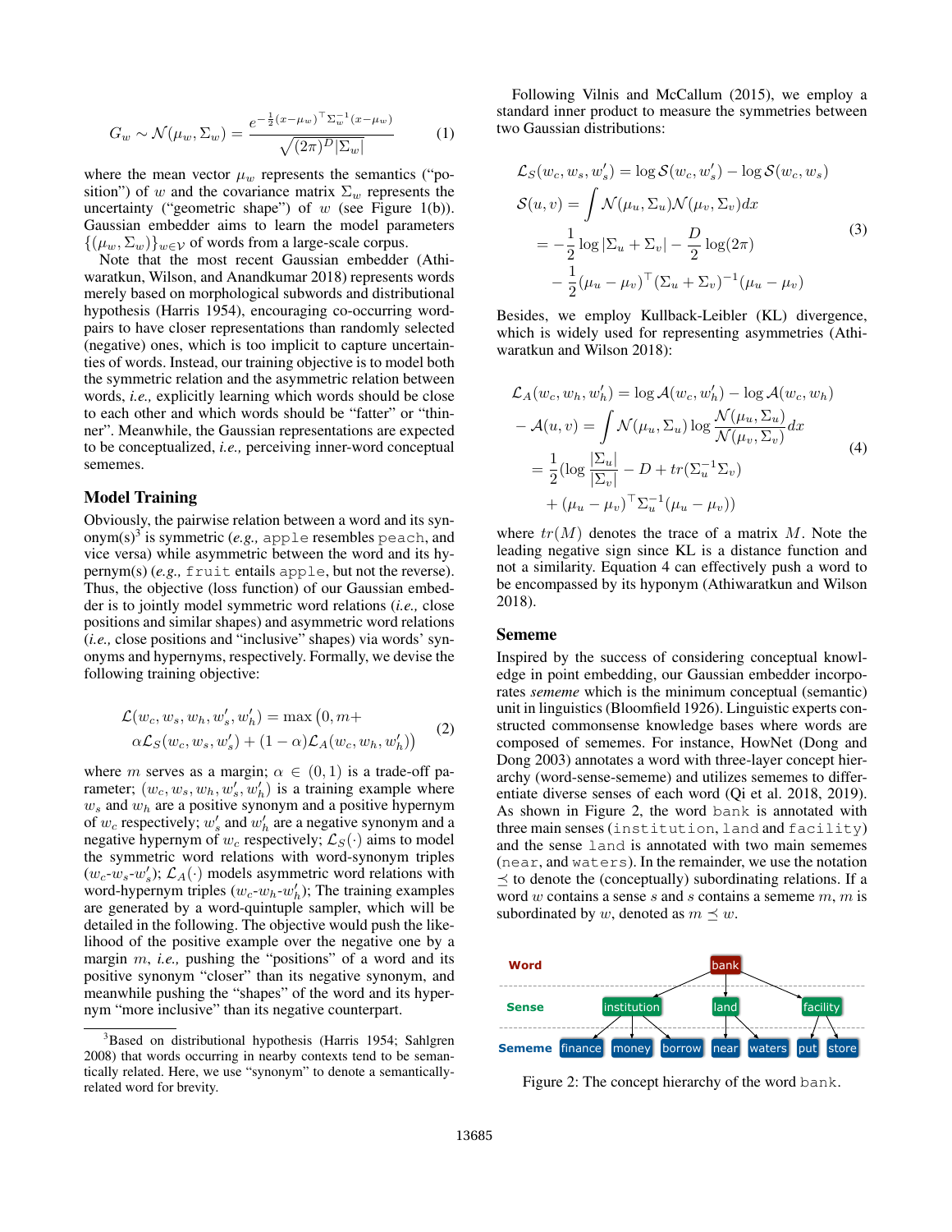$$G_w \sim \mathcal{N}(\mu_w, \Sigma_w) = \frac{e^{-\frac{1}{2}(x-\mu_w)^\top \Sigma_w^{-1}(x-\mu_w)}}{\sqrt{(2\pi)^D |\Sigma_w|}} \tag{1}$$

where the mean vector $\mu_w$ represents the semantics ("position") of $w$ and the covariance matrix $\Sigma_w$ represents the uncertainty ("geometric shape") of $w$ (see Figure 1(b)). Gaussian embedder aims to learn the model parameters $\{(\mu_w, \Sigma_w)\}_{w \in \mathcal{V}}$ of words from a large-scale corpus.

Note that the most recent Gaussian embedder (Athiwaratkun, Wilson, and Anandkumar 2018) represents words merely based on morphological subwords and distributional hypothesis (Harris 1954), encouraging co-occurring word-pairs to have closer representations than randomly selected (negative) ones, which is too implicit to capture uncertainties of words. Instead, our training objective is to model both the symmetric relation and the asymmetric relation between words, *i.e.,* explicitly learning which words should be close to each other and which words should be "fatter" or "thinner". Meanwhile, the Gaussian representations are expected to be conceptualized, *i.e.,* perceiving inner-word conceptual sememes.

## Model Training

Obviously, the pairwise relation between a word and its synonym(s)[3] is symmetric (*e.g.,* `apple` resembles `peach`, and vice versa) while asymmetric between the word and its hypernym(s) (*e.g.,* `fruit` entails `apple`, but not the reverse). Thus, the objective (loss function) of our Gaussian embedder is to jointly model symmetric word relations (*i.e.,* close positions and similar shapes) and asymmetric word relations (*i.e.,* close positions and "inclusive" shapes) via words' synonyms and hypernyms, respectively. Formally, we devise the following training objective:

$$\begin{aligned}\mathcal{L}(w_c, w_s, w_h, w_s', w_h') = \max\big(0, m + \\ \alpha \mathcal{L}_S(w_c, w_s, w_s') + (1-\alpha)\mathcal{L}_A(w_c, w_h, w_h')\big)\end{aligned} \tag{2}$$

where $m$ serves as a margin; $\alpha \in (0, 1)$ is a trade-off parameter; $(w_c, w_s, w_h, w_s', w_h')$ is a training example where $w_s$ and $w_h$ are a positive synonym and a positive hypernym of $w_c$ respectively; $w_s'$ and $w_h'$ are a negative synonym and a negative hypernym of $w_c$ respectively; $\mathcal{L}_S(\cdot)$ aims to model the symmetric word relations with word-synonym triples ($w_c$-$w_s$-$w_s'$); $\mathcal{L}_A(\cdot)$ models asymmetric word relations with word-hypernym triples ($w_c$-$w_h$-$w_h'$); The training examples are generated by a word-quintuple sampler, which will be detailed in the following. The objective would push the likelihood of the positive example over the negative one by a margin $m$, *i.e.,* pushing the "positions" of a word and its positive synonym "closer" than its negative synonym, and meanwhile pushing the "shapes" of the word and its hypernym "more inclusive" than its negative counterpart.

Following Vilnis and McCallum (2015), we employ a standard inner product to measure the symmetries between two Gaussian distributions:

$$\begin{aligned}\mathcal{L}_S(w_c, w_s, w_s') &= \log \mathcal{S}(w_c, w_s') - \log \mathcal{S}(w_c, w_s) \\ \mathcal{S}(u, v) &= \int \mathcal{N}(\mu_u, \Sigma_u)\mathcal{N}(\mu_v, \Sigma_v)dx \\ &= -\frac{1}{2}\log|\Sigma_u + \Sigma_v| - \frac{D}{2}\log(2\pi) \\ &\quad - \frac{1}{2}(\mu_u - \mu_v)^\top(\Sigma_u + \Sigma_v)^{-1}(\mu_u - \mu_v)\end{aligned} \tag{3}$$

Besides, we employ Kullback-Leibler (KL) divergence, which is widely used for representing asymmetries (Athiwaratkun and Wilson 2018):

$$\begin{aligned}\mathcal{L}_A(w_c, w_h, w_h') &= \log \mathcal{A}(w_c, w_h') - \log \mathcal{A}(w_c, w_h) \\ -\mathcal{A}(u, v) &= \int \mathcal{N}(\mu_u, \Sigma_u)\log\frac{\mathcal{N}(\mu_u, \Sigma_u)}{\mathcal{N}(\mu_v, \Sigma_v)}dx \\ &= \frac{1}{2}(\log\frac{|\Sigma_u|}{|\Sigma_v|} - D + tr(\Sigma_u^{-1}\Sigma_v) \\ &\quad + (\mu_u - \mu_v)^\top \Sigma_u^{-1}(\mu_u - \mu_v))\end{aligned} \tag{4}$$

where $tr(M)$ denotes the trace of a matrix $M$. Note the leading negative sign since KL is a distance function and not a similarity. Equation 4 can effectively push a word to be encompassed by its hyponym (Athiwaratkun and Wilson 2018).

## Sememe

Inspired by the success of considering conceptual knowledge in point embedding, our Gaussian embedder incorporates *sememe* which is the minimum conceptual (semantic) unit in linguistics (Bloomfield 1926). Linguistic experts constructed commonsense knowledge bases where words are composed of sememes. For instance, HowNet (Dong and Dong 2003) annotates a word with three-layer concept hierarchy (word-sense-sememe) and utilizes sememes to differentiate diverse senses of each word (Qi et al. 2018, 2019). As shown in Figure 2, the word `bank` is annotated with three main senses (`institution`, `land` and `facility`) and the sense `land` is annotated with two main sememes (`near`, and `waters`). In the remainder, we use the notation $\preceq$ to denote the (conceptually) subordinating relations. If a word $w$ contains a sense $s$ and $s$ contains a sememe $m$, $m$ is subordinated by $w$, denoted as $m \preceq w$.

Figure 2: The concept hierarchy of the word `bank`.

[3] Based on distributional hypothesis (Harris 1954; Sahlgren 2008) that words occurring in nearby contexts tend to be semantically related. Here, we use "synonym" to denote a semantically-related word for brevity.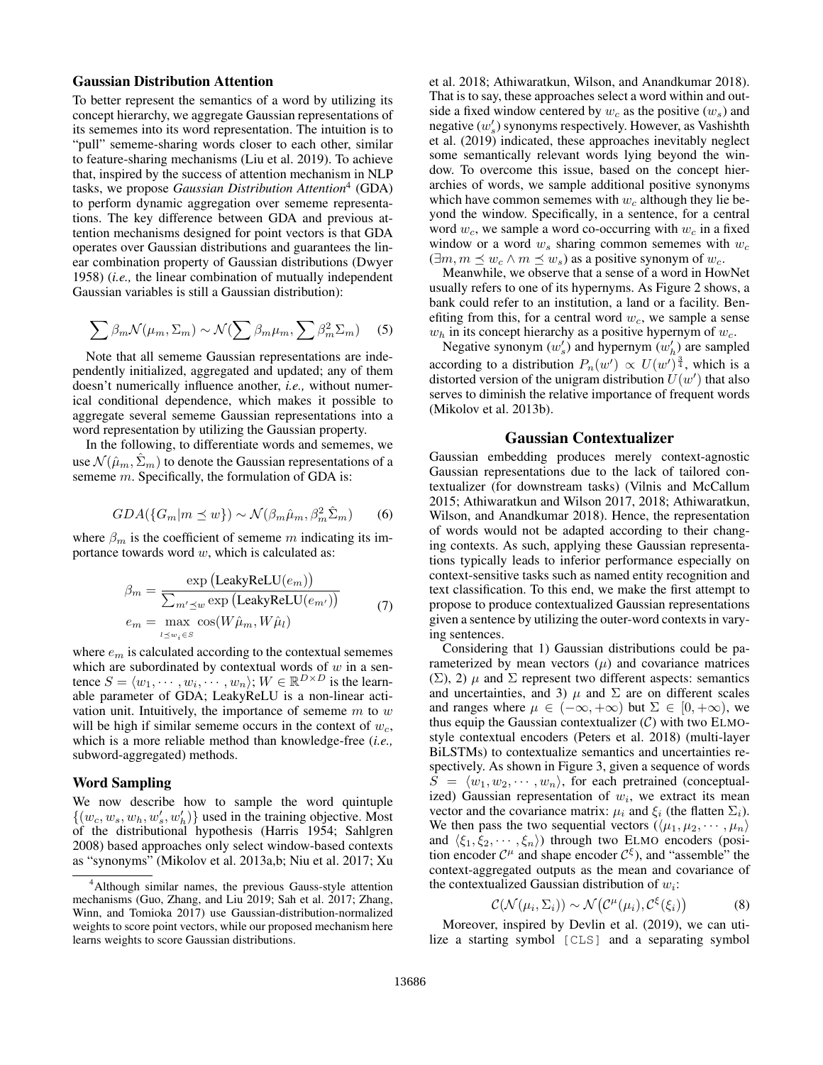### Gaussian Distribution Attention

To better represent the semantics of a word by utilizing its concept hierarchy, we aggregate Gaussian representations of its sememes into its word representation. The intuition is to "pull" sememe-sharing words closer to each other, similar to feature-sharing mechanisms (Liu et al. 2019). To achieve that, inspired by the success of attention mechanism in NLP tasks, we propose *Gaussian Distribution Attention*[4] (GDA) to perform dynamic aggregation over sememe representations. The key difference between GDA and previous attention mechanisms designed for point vectors is that GDA operates over Gaussian distributions and guarantees the linear combination property of Gaussian distributions (Dwyer 1958) (*i.e.,* the linear combination of mutually independent Gaussian variables is still a Gaussian distribution):

$$\sum \beta_m \mathcal{N}(\mu_m, \Sigma_m) \sim \mathcal{N}(\sum \beta_m \mu_m, \sum \beta_m^2 \Sigma_m) \quad (5)$$

Note that all sememe Gaussian representations are independently initialized, aggregated and updated; any of them doesn't numerically influence another, *i.e.,* without numerical conditional dependence, which makes it possible to aggregate several sememe Gaussian representations into a word representation by utilizing the Gaussian property.

In the following, to differentiate words and sememes, we use $\mathcal{N}(\hat{\mu}_m, \hat{\Sigma}_m)$ to denote the Gaussian representations of a sememe $m$. Specifically, the formulation of GDA is:

$$GDA(\{G_m | m \preceq w\}) \sim \mathcal{N}(\beta_m \hat{\mu}_m, \beta_m^2 \hat{\Sigma}_m) \quad (6)$$

where $\beta_m$ is the coefficient of sememe $m$ indicating its importance towards word $w$, which is calculated as:

$$\beta_m = \frac{\exp\big(\text{LeakyReLU}(e_m)\big)}{\sum_{m' \preceq w} \exp\big(\text{LeakyReLU}(e_{m'})\big)}$$
$$e_m = \max_{l \preceq w_i \in S} \cos(W\hat{\mu}_m, W\hat{\mu}_l) \quad (7)$$

where $e_m$ is calculated according to the contextual sememes which are subordinated by contextual words of $w$ in a sentence $S = \langle w_1, \cdots, w_i, \cdots, w_n \rangle$; $W \in \mathbb{R}^{D \times D}$ is the learnable parameter of GDA; LeakyReLU is a non-linear activation unit. Intuitively, the importance of sememe $m$ to $w$ will be high if similar sememe occurs in the context of $w_c$, which is a more reliable method than knowledge-free (*i.e.,* subword-aggregated) methods.

### Word Sampling

We now describe how to sample the word quintuple $\{(w_c, w_s, w_h, w'_s, w'_h)\}$ used in the training objective. Most of the distributional hypothesis (Harris 1954; Sahlgren 2008) based approaches only select window-based contexts as "synonyms" (Mikolov et al. 2013a,b; Niu et al. 2017; Xu et al. 2018; Athiwaratkun, Wilson, and Anandkumar 2018). That is to say, these approaches select a word within and outside a fixed window centered by $w_c$ as the positive ($w_s$) and negative ($w'_s$) synonyms respectively. However, as Vashishth et al. (2019) indicated, these approaches inevitably neglect some semantically relevant words lying beyond the window. To overcome this issue, based on the concept hierarchies of words, we sample additional positive synonyms which have common sememes with $w_c$ although they lie beyond the window. Specifically, in a sentence, for a central word $w_c$, we sample a word co-occurring with $w_c$ in a fixed window or a word $w_s$ sharing common sememes with $w_c$ ($\exists m, m \preceq w_c \wedge m \preceq w_s$) as a positive synonym of $w_c$.

Meanwhile, we observe that a sense of a word in HowNet usually refers to one of its hypernyms. As Figure 2 shows, a bank could refer to an institution, a land or a facility. Benefiting from this, for a central word $w_c$, we sample a sense $w_h$ in its concept hierarchy as a positive hypernym of $w_c$.

Negative synonym ($w'_s$) and hypernym ($w'_h$) are sampled according to a distribution $P_n(w') \propto U(w')^{\frac{3}{4}}$, which is a distorted version of the unigram distribution $U(w')$ that also serves to diminish the relative importance of frequent words (Mikolov et al. 2013b).

## Gaussian Contextualizer

Gaussian embedding produces merely context-agnostic Gaussian representations due to the lack of tailored contextualizer (for downstream tasks) (Vilnis and McCallum 2015; Athiwaratkun and Wilson 2017, 2018; Athiwaratkun, Wilson, and Anandkumar 2018). Hence, the representation of words would not be adapted according to their changing contexts. As such, applying these Gaussian representations typically leads to inferior performance especially on context-sensitive tasks such as named entity recognition and text classification. To this end, we make the first attempt to propose to produce contextualized Gaussian representations given a sentence by utilizing the outer-word contexts in varying sentences.

Considering that 1) Gaussian distributions could be parameterized by mean vectors ($\mu$) and covariance matrices ($\Sigma$), 2) $\mu$ and $\Sigma$ represent two different aspects: semantics and uncertainties, and 3) $\mu$ and $\Sigma$ are on different scales and ranges where $\mu \in (-\infty, +\infty)$ but $\Sigma \in [0, +\infty)$, we thus equip the Gaussian contextualizer ($\mathcal{C}$) with two ELMO-style contextual encoders (Peters et al. 2018) (multi-layer BiLSTMs) to contextualize semantics and uncertainties respectively. As shown in Figure 3, given a sequence of words $S = \langle w_1, w_2, \cdots, w_n \rangle$, for each pretrained (conceptualized) Gaussian representation of $w_i$, we extract its mean vector and the covariance matrix: $\mu_i$ and $\xi_i$ (the flatten $\Sigma_i$). We then pass the two sequential vectors ($\langle \mu_1, \mu_2, \cdots, \mu_n \rangle$ and $\langle \xi_1, \xi_2, \cdots, \xi_n \rangle$) through two ELMO encoders (position encoder $\mathcal{C}^{\mu}$ and shape encoder $\mathcal{C}^{\xi}$), and "assemble" the context-aggregated outputs as the mean and covariance of the contextualized Gaussian distribution of $w_i$:

$$\mathcal{C}(\mathcal{N}(\mu_i, \Sigma_i)) \sim \mathcal{N}\big(\mathcal{C}^{\mu}(\mu_i), \mathcal{C}^{\xi}(\xi_i)\big) \quad (8)$$

Moreover, inspired by Devlin et al. (2019), we can utilize a starting symbol `[CLS]` and a separating symbol

[4] Although similar names, the previous Gauss-style attention mechanisms (Guo, Zhang, and Liu 2019; Sah et al. 2017; Zhang, Winn, and Tomioka 2017) use Gaussian-distribution-normalized weights to score point vectors, while our proposed mechanism here learns weights to score Gaussian distributions.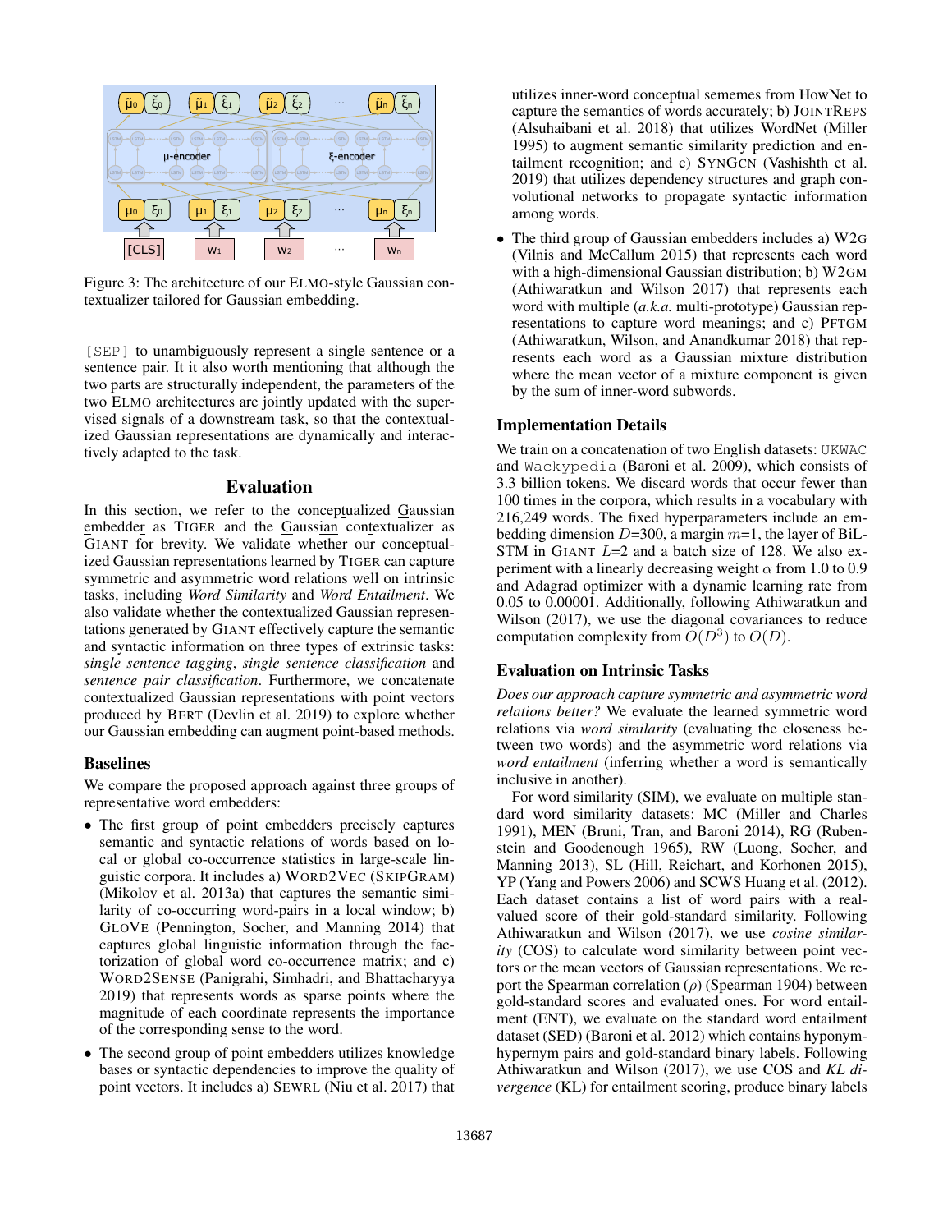Figure 3: The architecture of our ELMO-style Gaussian contextualizer tailored for Gaussian embedding.

[SEP] to unambiguously represent a single sentence or a sentence pair. It it also worth mentioning that although the two parts are structurally independent, the parameters of the two ELMO architectures are jointly updated with the supervised signals of a downstream task, so that the contextualized Gaussian representations are dynamically and interactively adapted to the task.

## Evaluation

In this section, we refer to the concep<u>t</u>ual<u>i</u>zed <u>G</u>aussian <u>e</u>mbedde<u>r</u> as TIGER and the <u>G</u>auss<u>ian</u> con<u>t</u>extualizer as GIANT for brevity. We validate whether our conceptualized Gaussian representations learned by TIGER can capture symmetric and asymmetric word relations well on intrinsic tasks, including *Word Similarity* and *Word Entailment*. We also validate whether the contextualized Gaussian representations generated by GIANT effectively capture the semantic and syntactic information on three types of extrinsic tasks: *single sentence tagging*, *single sentence classification* and *sentence pair classification*. Furthermore, we concatenate contextualized Gaussian representations with point vectors produced by BERT (Devlin et al. 2019) to explore whether our Gaussian embedding can augment point-based methods.

### Baselines

We compare the proposed approach against three groups of representative word embedders:

- The first group of point embedders precisely captures semantic and syntactic relations of words based on local or global co-occurrence statistics in large-scale linguistic corpora. It includes a) WORD2VEC (SKIPGRAM) (Mikolov et al. 2013a) that captures the semantic similarity of co-occurring word-pairs in a local window; b) GLOVE (Pennington, Socher, and Manning 2014) that captures global linguistic information through the factorization of global word co-occurrence matrix; and c) WORD2SENSE (Panigrahi, Simhadri, and Bhattacharyya 2019) that represents words as sparse points where the magnitude of each coordinate represents the importance of the corresponding sense to the word.
- The second group of point embedders utilizes knowledge bases or syntactic dependencies to improve the quality of point vectors. It includes a) SEWRL (Niu et al. 2017) that utilizes inner-word conceptual sememes from HowNet to capture the semantics of words accurately; b) JOINTREPS (Alsuhaibani et al. 2018) that utilizes WordNet (Miller 1995) to augment semantic similarity prediction and entailment recognition; and c) SYNGCN (Vashishth et al. 2019) that utilizes dependency structures and graph convolutional networks to propagate syntactic information among words.
- The third group of Gaussian embedders includes a) W2G (Vilnis and McCallum 2015) that represents each word with a high-dimensional Gaussian distribution; b) W2GM (Athiwaratkun and Wilson 2017) that represents each word with multiple (*a.k.a.* multi-prototype) Gaussian representations to capture word meanings; and c) PFTGM (Athiwaratkun, Wilson, and Anandkumar 2018) that represents each word as a Gaussian mixture distribution where the mean vector of a mixture component is given by the sum of inner-word subwords.

### Implementation Details

We train on a concatenation of two English datasets: UKWAC and Wackypedia (Baroni et al. 2009), which consists of 3.3 billion tokens. We discard words that occur fewer than 100 times in the corpora, which results in a vocabulary with 216,249 words. The fixed hyperparameters include an embedding dimension $D$=300, a margin $m$=1, the layer of BiLSTM in GIANT $L$=2 and a batch size of 128. We also experiment with a linearly decreasing weight $\alpha$ from 1.0 to 0.9 and Adagrad optimizer with a dynamic learning rate from 0.05 to 0.00001. Additionally, following Athiwaratkun and Wilson (2017), we use the diagonal covariances to reduce computation complexity from $O(D^3)$ to $O(D)$.

### Evaluation on Intrinsic Tasks

*Does our approach capture symmetric and asymmetric word relations better?* We evaluate the learned symmetric word relations via *word similarity* (evaluating the closeness between two words) and the asymmetric word relations via *word entailment* (inferring whether a word is semantically inclusive in another).

For word similarity (SIM), we evaluate on multiple standard word similarity datasets: MC (Miller and Charles 1991), MEN (Bruni, Tran, and Baroni 2014), RG (Rubenstein and Goodenough 1965), RW (Luong, Socher, and Manning 2013), SL (Hill, Reichart, and Korhonen 2015), YP (Yang and Powers 2006) and SCWS Huang et al. (2012). Each dataset contains a list of word pairs with a real-valued score of their gold-standard similarity. Following Athiwaratkun and Wilson (2017), we use *cosine similarity* (COS) to calculate word similarity between point vectors or the mean vectors of Gaussian representations. We report the Spearman correlation ($\rho$) (Spearman 1904) between gold-standard scores and evaluated ones. For word entailment (ENT), we evaluate on the standard word entailment dataset (SED) (Baroni et al. 2012) which contains hyponym-hypernym pairs and gold-standard binary labels. Following Athiwaratkun and Wilson (2017), we use COS and *KL divergence* (KL) for entailment scoring, produce binary labels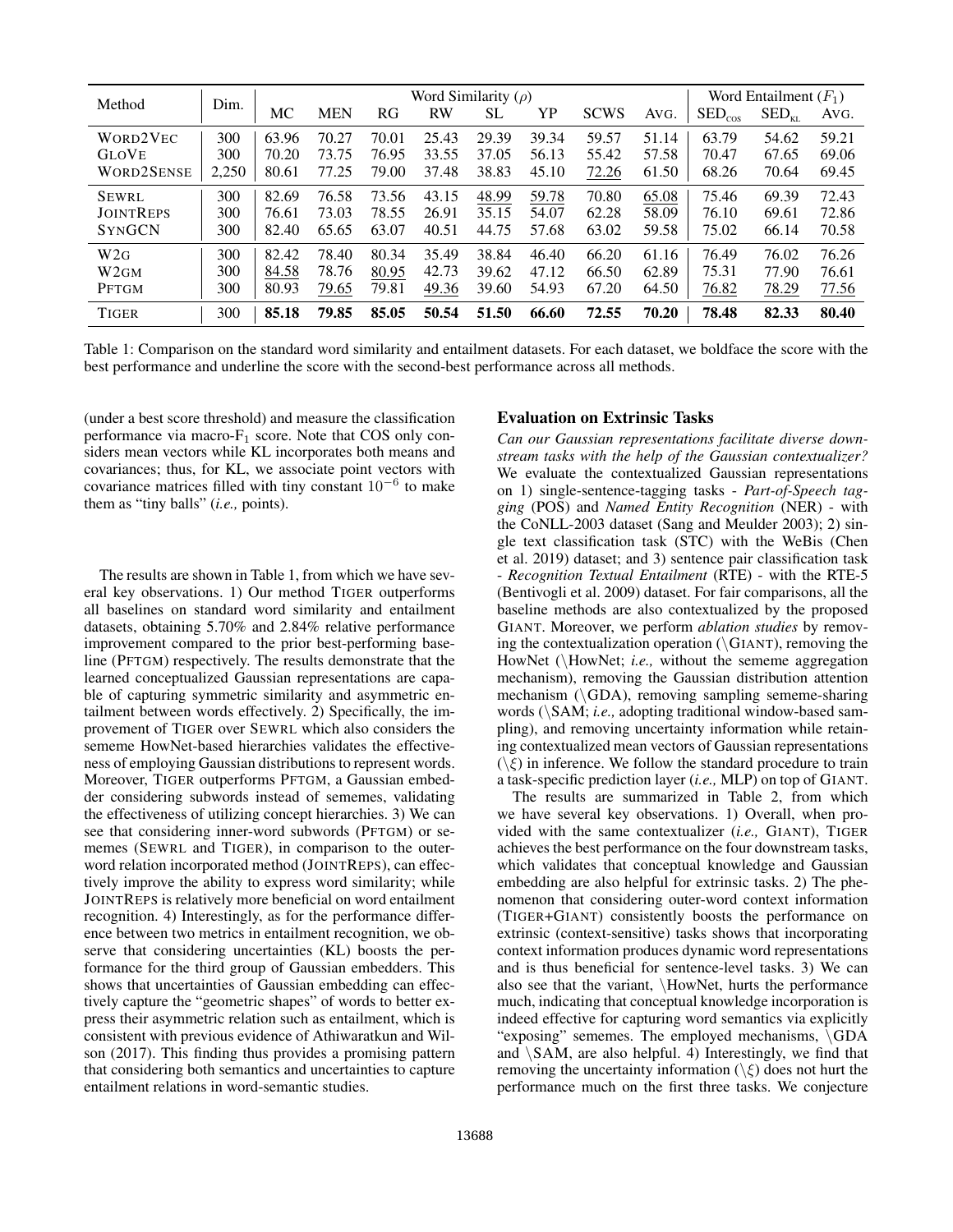| Method | Dim. | Word Similarity ($\rho$) | | | | | | | | Word Entailment ($F_1$) | | |
|---|---|---|---|---|---|---|---|---|---|---|---|---|
| | | MC | MEN | RG | RW | SL | YP | SCWS | AVG. | $SED_{COS}$ | $SED_{KL}$ | AVG. |
| WORD2VEC | 300 | 63.96 | 70.27 | 70.01 | 25.43 | 29.39 | 39.34 | 59.57 | 51.14 | 63.79 | 54.62 | 59.21 |
| GLOVE | 300 | 70.20 | 73.75 | 76.95 | 33.55 | 37.05 | 56.13 | 55.42 | 57.58 | 70.47 | 67.65 | 69.06 |
| WORD2SENSE | 2,250 | 80.61 | 77.25 | 79.00 | 37.48 | 38.83 | 45.10 | <u>72.26</u> | 61.50 | 68.26 | 70.64 | 69.45 |
| SEWRL | 300 | 82.69 | 76.58 | 73.56 | 43.15 | <u>48.99</u> | <u>59.78</u> | 70.80 | <u>65.08</u> | 75.46 | 69.39 | 72.43 |
| JOINTREPS | 300 | 76.61 | 73.03 | 78.55 | 26.91 | 35.15 | 54.07 | 62.28 | 58.09 | 76.10 | 69.61 | 72.86 |
| SYNGCN | 300 | 82.40 | 65.65 | 63.07 | 40.51 | 44.75 | 57.68 | 63.02 | 59.58 | 75.02 | 66.14 | 70.58 |
| W2G | 300 | 82.42 | 78.40 | 80.34 | 35.49 | 38.84 | 46.40 | 66.20 | 61.16 | 76.49 | 76.02 | 76.26 |
| W2GM | 300 | <u>84.58</u> | 78.76 | <u>80.95</u> | 42.73 | 39.62 | 47.12 | 66.50 | 62.89 | 75.31 | 77.90 | 76.61 |
| PFTGM | 300 | 80.93 | <u>79.65</u> | 79.81 | <u>49.36</u> | 39.60 | 54.93 | 67.20 | 64.50 | <u>76.82</u> | <u>78.29</u> | <u>77.56</u> |
| TIGER | 300 | **85.18** | **79.85** | **85.05** | **50.54** | **51.50** | **66.60** | **72.55** | **70.20** | **78.48** | **82.33** | **80.40** |

Table 1: Comparison on the standard word similarity and entailment datasets. For each dataset, we boldface the score with the best performance and underline the score with the second-best performance across all methods.

(under a best score threshold) and measure the classification performance via macro-$F_1$ score. Note that COS only considers mean vectors while KL incorporates both means and covariances; thus, for KL, we associate point vectors with covariance matrices filled with tiny constant $10^{-6}$ to make them as "tiny balls" (*i.e.,* points).

The results are shown in Table 1, from which we have several key observations. 1) Our method TIGER outperforms all baselines on standard word similarity and entailment datasets, obtaining 5.70% and 2.84% relative performance improvement compared to the prior best-performing baseline (PFTGM) respectively. The results demonstrate that the learned conceptualized Gaussian representations are capable of capturing symmetric similarity and asymmetric entailment between words effectively. 2) Specifically, the improvement of TIGER over SEWRL which also considers the sememe HowNet-based hierarchies validates the effectiveness of employing Gaussian distributions to represent words. Moreover, TIGER outperforms PFTGM, a Gaussian embedder considering subwords instead of sememes, validating the effectiveness of utilizing concept hierarchies. 3) We can see that considering inner-word subwords (PFTGM) or sememes (SEWRL and TIGER), in comparison to the outer-word relation incorporated method (JOINTREPS), can effectively improve the ability to express word similarity; while JOINTREPS is relatively more beneficial on word entailment recognition. 4) Interestingly, as for the performance difference between two metrics in entailment recognition, we observe that considering uncertainties (KL) boosts the performance for the third group of Gaussian embedders. This shows that uncertainties of Gaussian embedding can effectively capture the "geometric shapes" of words to better express their asymmetric relation such as entailment, which is consistent with previous evidence of Athiwaratkun and Wilson (2017). This finding thus provides a promising pattern that considering both semantics and uncertainties to capture entailment relations in word-semantic studies.

### Evaluation on Extrinsic Tasks

*Can our Gaussian representations facilitate diverse downstream tasks with the help of the Gaussian contextualizer?* We evaluate the contextualized Gaussian representations on 1) single-sentence-tagging tasks - *Part-of-Speech tagging* (POS) and *Named Entity Recognition* (NER) - with the CoNLL-2003 dataset (Sang and Meulder 2003); 2) single text classification task (STC) with the WeBis (Chen et al. 2019) dataset; and 3) sentence pair classification task - *Recognition Textual Entailment* (RTE) - with the RTE-5 (Bentivogli et al. 2009) dataset. For fair comparisons, all the baseline methods are also contextualized by the proposed GIANT. Moreover, we perform *ablation studies* by removing the contextualization operation (\GIANT), removing the HowNet (\HowNet; *i.e.,* without the sememe aggregation mechanism), removing the Gaussian distribution attention mechanism (\GDA), removing sampling sememe-sharing words (\SAM; *i.e.,* adopting traditional window-based sampling), and removing uncertainty information while retaining contextualized mean vectors of Gaussian representations ($\backslash\xi$) in inference. We follow the standard procedure to train a task-specific prediction layer (*i.e.,* MLP) on top of GIANT.

The results are summarized in Table 2, from which we have several key observations. 1) Overall, when provided with the same contextualizer (*i.e.,* GIANT), TIGER achieves the best performance on the four downstream tasks, which validates that conceptual knowledge and Gaussian embedding are also helpful for extrinsic tasks. 2) The phenomenon that considering outer-word context information (TIGER+GIANT) consistently boosts the performance on extrinsic (context-sensitive) tasks shows that incorporating context information produces dynamic word representations and is thus beneficial for sentence-level tasks. 3) We can also see that the variant, \HowNet, hurts the performance much, indicating that conceptual knowledge incorporation is indeed effective for capturing word semantics via explicitly "exposing" sememes. The employed mechanisms, \GDA and \SAM, are also helpful. 4) Interestingly, we find that removing the uncertainty information ($\backslash\xi$) does not hurt the performance much on the first three tasks. We conjecture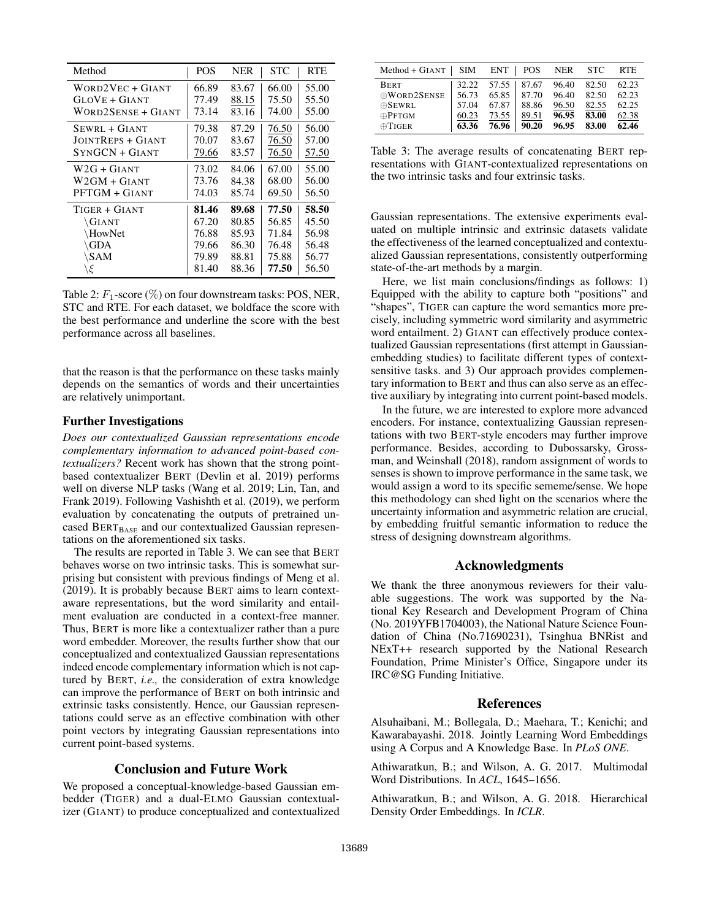| Method | POS | NER | STC | RTE |
|---|---|---|---|---|
| WORD2VEC + GIANT | 66.89 | 83.67 | 66.00 | 55.00 |
| GLOVE + GIANT | 77.49 | <u>88.15</u> | 75.50 | 55.50 |
| WORD2SENSE + GIANT | 73.14 | 83.16 | 74.00 | 55.00 |
| SEWRL + GIANT | 79.38 | 87.29 | <u>76.50</u> | 56.00 |
| JOINTREPS + GIANT | 70.07 | 83.67 | <u>76.50</u> | 57.00 |
| SYNGCN + GIANT | <u>79.66</u> | 83.57 | <u>76.50</u> | <u>57.50</u> |
| W2G + GIANT | 73.02 | 84.06 | 67.00 | 55.00 |
| W2GM + GIANT | 73.76 | 84.38 | 68.00 | 56.00 |
| PFTGM + GIANT | 74.03 | 85.74 | 69.50 | 56.50 |
| TIGER + GIANT | **81.46** | **89.68** | **77.50** | **58.50** |
| \GIANT | 67.20 | 80.85 | 56.85 | 45.50 |
| \HowNet | 76.88 | 85.93 | 71.84 | 56.98 |
| \GDA | 79.66 | 86.30 | 76.48 | 56.48 |
| \SAM | 79.89 | 88.81 | 75.88 | 56.77 |
| \ $\xi$ | 81.40 | 88.36 | **77.50** | 56.50 |

Table 2: $F_1$-score (%) on four downstream tasks: POS, NER, STC and RTE. For each dataset, we boldface the score with the best performance and underline the score with the best performance across all baselines.

that the reason is that the performance on these tasks mainly depends on the semantics of words and their uncertainties are relatively unimportant.

## Further Investigations

*Does our contextualized Gaussian representations encode complementary information to advanced point-based contextualizers?* Recent work has shown that the strong point-based contextualizer BERT (Devlin et al. 2019) performs well on diverse NLP tasks (Wang et al. 2019; Lin, Tan, and Frank 2019). Following Vashishth et al. (2019), we perform evaluation by concatenating the outputs of pretrained uncased $\text{BERT}_{\text{BASE}}$ and our contextualized Gaussian representations on the aforementioned six tasks.

The results are reported in Table 3. We can see that BERT behaves worse on two intrinsic tasks. This is somewhat surprising but consistent with previous findings of Meng et al. (2019). It is probably because BERT aims to learn context-aware representations, but the word similarity and entailment evaluation are conducted in a context-free manner. Thus, BERT is more like a contextualizer rather than a pure word embedder. Moreover, the results further show that our conceptualized and contextualized Gaussian representations indeed encode complementary information which is not captured by BERT, *i.e.,* the consideration of extra knowledge can improve the performance of BERT on both intrinsic and extrinsic tasks consistently. Hence, our Gaussian representations could serve as an effective combination with other point vectors by integrating Gaussian representations into current point-based systems.

| Method + GIANT | SIM | ENT | POS | NER | STC | RTE |
|---|---|---|---|---|---|---|
| BERT | 32.22 | 57.55 | 87.67 | 96.40 | 82.50 | 62.23 |
| ⊕WORD2SENSE | 56.73 | 65.85 | 87.70 | 96.40 | 82.50 | 62.23 |
| ⊕SEWRL | 57.04 | 67.87 | 88.86 | <u>96.50</u> | <u>82.55</u> | 62.25 |
| ⊕PFTGM | <u>60.23</u> | <u>73.55</u> | <u>89.51</u> | **96.95** | **83.00** | <u>62.38</u> |
| ⊕TIGER | **63.36** | **76.96** | **90.20** | **96.95** | **83.00** | **62.46** |

Table 3: The average results of concatenating BERT representations with GIANT-contextualized representations on the two intrinsic tasks and four extrinsic tasks.

## Conclusion and Future Work

We proposed a conceptual-knowledge-based Gaussian embedder (TIGER) and a dual-ELMO Gaussian contextualizer (GIANT) to produce conceptualized and contextualized Gaussian representations. The extensive experiments evaluated on multiple intrinsic and extrinsic datasets validate the effectiveness of the learned conceptualized and contextualized Gaussian representations, consistently outperforming state-of-the-art methods by a margin.

Here, we list main conclusions/findings as follows: 1) Equipped with the ability to capture both "positions" and "shapes", TIGER can capture the word semantics more precisely, including symmetric word similarity and asymmetric word entailment. 2) GIANT can effectively produce contextualized Gaussian representations (first attempt in Gaussian-embedding studies) to facilitate different types of context-sensitive tasks. and 3) Our approach provides complementary information to BERT and thus can also serve as an effective auxiliary by integrating into current point-based models.

In the future, we are interested to explore more advanced encoders. For instance, contextualizing Gaussian representations with two BERT-style encoders may further improve performance. Besides, according to Dubossarsky, Grossman, and Weinshall (2018), random assignment of words to senses is shown to improve performance in the same task, we would assign a word to its specific sememe/sense. We hope this methodology can shed light on the scenarios where the uncertainty information and asymmetric relation are crucial, by embedding fruitful semantic information to reduce the stress of designing downstream algorithms.

## Acknowledgments

We thank the three anonymous reviewers for their valuable suggestions. The work was supported by the National Key Research and Development Program of China (No. 2019YFB1704003), the National Nature Science Foundation of China (No.71690231), Tsinghua BNRist and NExT++ research supported by the National Research Foundation, Prime Minister's Office, Singapore under its IRC@SG Funding Initiative.

## References

Alsuhaibani, M.; Bollegala, D.; Maehara, T.; Kenichi; and Kawarabayashi. 2018. Jointly Learning Word Embeddings using A Corpus and A Knowledge Base. In *PLoS ONE*.

Athiwaratkun, B.; and Wilson, A. G. 2017. Multimodal Word Distributions. In *ACL*, 1645–1656.

Athiwaratkun, B.; and Wilson, A. G. 2018. Hierarchical Density Order Embeddings. In *ICLR*.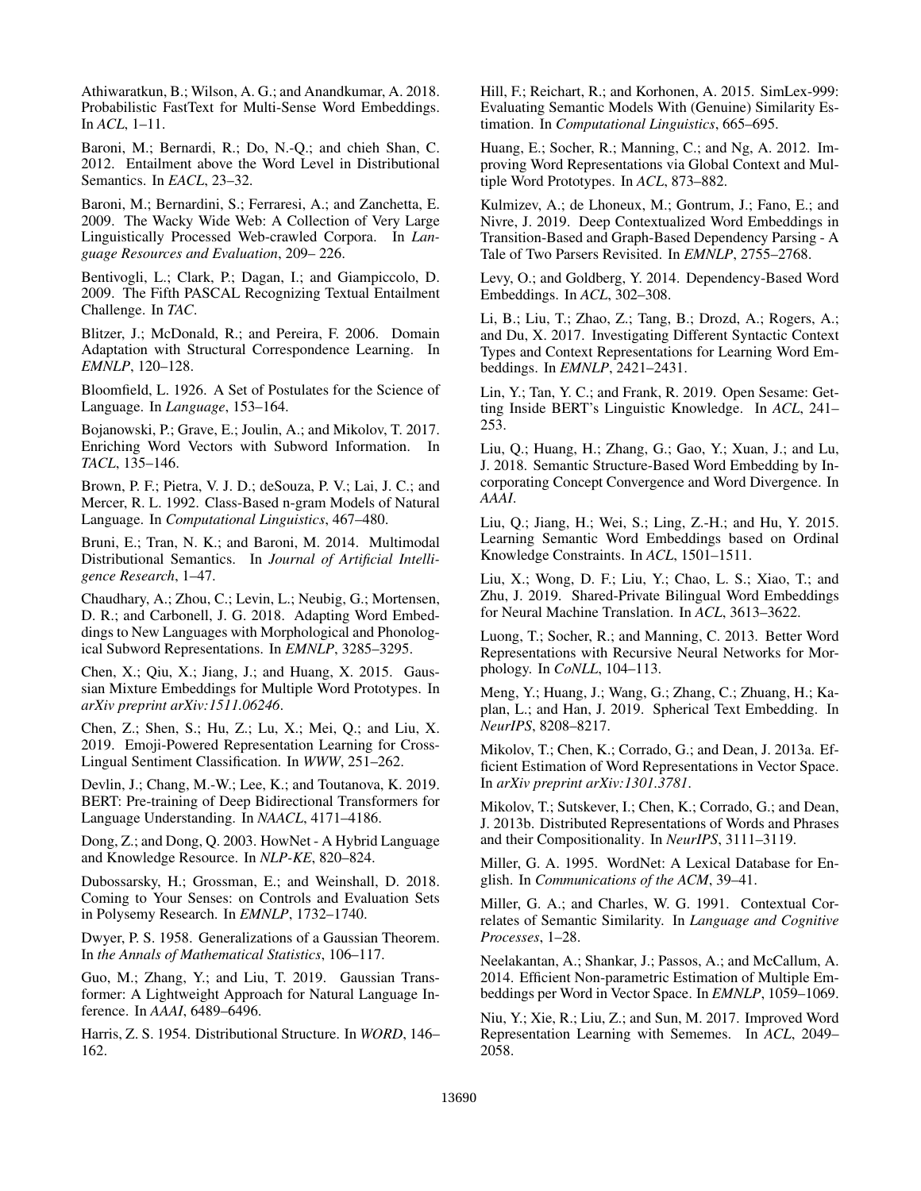Athiwaratkun, B.; Wilson, A. G.; and Anandkumar, A. 2018. Probabilistic FastText for Multi-Sense Word Embeddings. In *ACL*, 1–11.

Baroni, M.; Bernardi, R.; Do, N.-Q.; and chieh Shan, C. 2012. Entailment above the Word Level in Distributional Semantics. In *EACL*, 23–32.

Baroni, M.; Bernardini, S.; Ferraresi, A.; and Zanchetta, E. 2009. The Wacky Wide Web: A Collection of Very Large Linguistically Processed Web-crawled Corpora. In *Language Resources and Evaluation*, 209– 226.

Bentivogli, L.; Clark, P.; Dagan, I.; and Giampiccolo, D. 2009. The Fifth PASCAL Recognizing Textual Entailment Challenge. In *TAC*.

Blitzer, J.; McDonald, R.; and Pereira, F. 2006. Domain Adaptation with Structural Correspondence Learning. In *EMNLP*, 120–128.

Bloomfield, L. 1926. A Set of Postulates for the Science of Language. In *Language*, 153–164.

Bojanowski, P.; Grave, E.; Joulin, A.; and Mikolov, T. 2017. Enriching Word Vectors with Subword Information. In *TACL*, 135–146.

Brown, P. F.; Pietra, V. J. D.; deSouza, P. V.; Lai, J. C.; and Mercer, R. L. 1992. Class-Based n-gram Models of Natural Language. In *Computational Linguistics*, 467–480.

Bruni, E.; Tran, N. K.; and Baroni, M. 2014. Multimodal Distributional Semantics. In *Journal of Artificial Intelligence Research*, 1–47.

Chaudhary, A.; Zhou, C.; Levin, L.; Neubig, G.; Mortensen, D. R.; and Carbonell, J. G. 2018. Adapting Word Embeddings to New Languages with Morphological and Phonological Subword Representations. In *EMNLP*, 3285–3295.

Chen, X.; Qiu, X.; Jiang, J.; and Huang, X. 2015. Gaussian Mixture Embeddings for Multiple Word Prototypes. In *arXiv preprint arXiv:1511.06246*.

Chen, Z.; Shen, S.; Hu, Z.; Lu, X.; Mei, Q.; and Liu, X. 2019. Emoji-Powered Representation Learning for Cross-Lingual Sentiment Classification. In *WWW*, 251–262.

Devlin, J.; Chang, M.-W.; Lee, K.; and Toutanova, K. 2019. BERT: Pre-training of Deep Bidirectional Transformers for Language Understanding. In *NAACL*, 4171–4186.

Dong, Z.; and Dong, Q. 2003. HowNet - A Hybrid Language and Knowledge Resource. In *NLP-KE*, 820–824.

Dubossarsky, H.; Grossman, E.; and Weinshall, D. 2018. Coming to Your Senses: on Controls and Evaluation Sets in Polysemy Research. In *EMNLP*, 1732–1740.

Dwyer, P. S. 1958. Generalizations of a Gaussian Theorem. In *the Annals of Mathematical Statistics*, 106–117.

Guo, M.; Zhang, Y.; and Liu, T. 2019. Gaussian Transformer: A Lightweight Approach for Natural Language Inference. In *AAAI*, 6489–6496.

Harris, Z. S. 1954. Distributional Structure. In *WORD*, 146–162.

Hill, F.; Reichart, R.; and Korhonen, A. 2015. SimLex-999: Evaluating Semantic Models With (Genuine) Similarity Estimation. In *Computational Linguistics*, 665–695.

Huang, E.; Socher, R.; Manning, C.; and Ng, A. 2012. Improving Word Representations via Global Context and Multiple Word Prototypes. In *ACL*, 873–882.

Kulmizev, A.; de Lhoneux, M.; Gontrum, J.; Fano, E.; and Nivre, J. 2019. Deep Contextualized Word Embeddings in Transition-Based and Graph-Based Dependency Parsing - A Tale of Two Parsers Revisited. In *EMNLP*, 2755–2768.

Levy, O.; and Goldberg, Y. 2014. Dependency-Based Word Embeddings. In *ACL*, 302–308.

Li, B.; Liu, T.; Zhao, Z.; Tang, B.; Drozd, A.; Rogers, A.; and Du, X. 2017. Investigating Different Syntactic Context Types and Context Representations for Learning Word Embeddings. In *EMNLP*, 2421–2431.

Lin, Y.; Tan, Y. C.; and Frank, R. 2019. Open Sesame: Getting Inside BERT's Linguistic Knowledge. In *ACL*, 241–253.

Liu, Q.; Huang, H.; Zhang, G.; Gao, Y.; Xuan, J.; and Lu, J. 2018. Semantic Structure-Based Word Embedding by Incorporating Concept Convergence and Word Divergence. In *AAAI*.

Liu, Q.; Jiang, H.; Wei, S.; Ling, Z.-H.; and Hu, Y. 2015. Learning Semantic Word Embeddings based on Ordinal Knowledge Constraints. In *ACL*, 1501–1511.

Liu, X.; Wong, D. F.; Liu, Y.; Chao, L. S.; Xiao, T.; and Zhu, J. 2019. Shared-Private Bilingual Word Embeddings for Neural Machine Translation. In *ACL*, 3613–3622.

Luong, T.; Socher, R.; and Manning, C. 2013. Better Word Representations with Recursive Neural Networks for Morphology. In *CoNLL*, 104–113.

Meng, Y.; Huang, J.; Wang, G.; Zhang, C.; Zhuang, H.; Kaplan, L.; and Han, J. 2019. Spherical Text Embedding. In *NeurIPS*, 8208–8217.

Mikolov, T.; Chen, K.; Corrado, G.; and Dean, J. 2013a. Efficient Estimation of Word Representations in Vector Space. In *arXiv preprint arXiv:1301.3781*.

Mikolov, T.; Sutskever, I.; Chen, K.; Corrado, G.; and Dean, J. 2013b. Distributed Representations of Words and Phrases and their Compositionality. In *NeurIPS*, 3111–3119.

Miller, G. A. 1995. WordNet: A Lexical Database for English. In *Communications of the ACM*, 39–41.

Miller, G. A.; and Charles, W. G. 1991. Contextual Correlates of Semantic Similarity. In *Language and Cognitive Processes*, 1–28.

Neelakantan, A.; Shankar, J.; Passos, A.; and McCallum, A. 2014. Efficient Non-parametric Estimation of Multiple Embeddings per Word in Vector Space. In *EMNLP*, 1059–1069.

Niu, Y.; Xie, R.; Liu, Z.; and Sun, M. 2017. Improved Word Representation Learning with Sememes. In *ACL*, 2049–2058.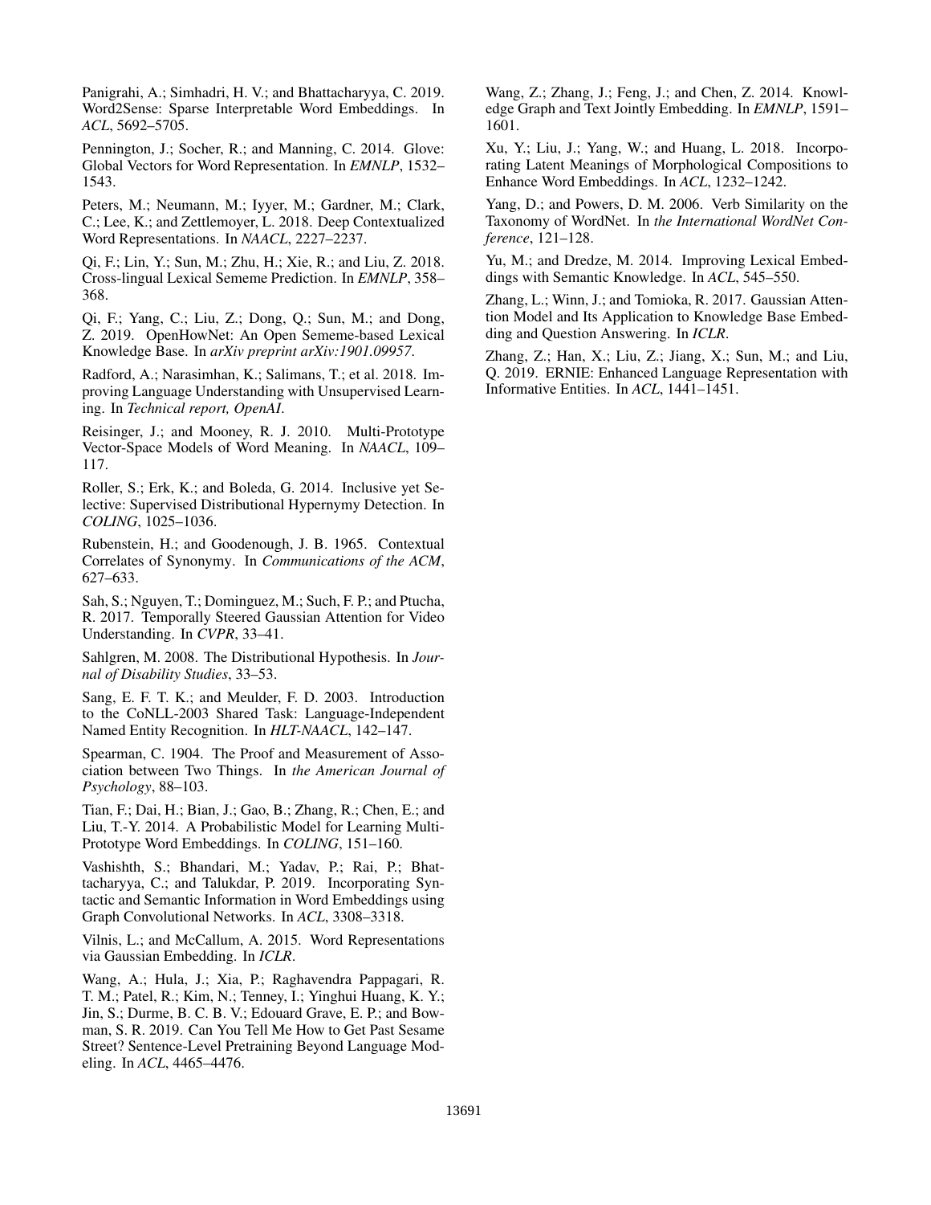Panigrahi, A.; Simhadri, H. V.; and Bhattacharyya, C. 2019. Word2Sense: Sparse Interpretable Word Embeddings. In *ACL*, 5692–5705.

Pennington, J.; Socher, R.; and Manning, C. 2014. Glove: Global Vectors for Word Representation. In *EMNLP*, 1532–1543.

Peters, M.; Neumann, M.; Iyyer, M.; Gardner, M.; Clark, C.; Lee, K.; and Zettlemoyer, L. 2018. Deep Contextualized Word Representations. In *NAACL*, 2227–2237.

Qi, F.; Lin, Y.; Sun, M.; Zhu, H.; Xie, R.; and Liu, Z. 2018. Cross-lingual Lexical Sememe Prediction. In *EMNLP*, 358–368.

Qi, F.; Yang, C.; Liu, Z.; Dong, Q.; Sun, M.; and Dong, Z. 2019. OpenHowNet: An Open Sememe-based Lexical Knowledge Base. In *arXiv preprint arXiv:1901.09957*.

Radford, A.; Narasimhan, K.; Salimans, T.; et al. 2018. Improving Language Understanding with Unsupervised Learning. In *Technical report, OpenAI*.

Reisinger, J.; and Mooney, R. J. 2010. Multi-Prototype Vector-Space Models of Word Meaning. In *NAACL*, 109–117.

Roller, S.; Erk, K.; and Boleda, G. 2014. Inclusive yet Selective: Supervised Distributional Hypernymy Detection. In *COLING*, 1025–1036.

Rubenstein, H.; and Goodenough, J. B. 1965. Contextual Correlates of Synonymy. In *Communications of the ACM*, 627–633.

Sah, S.; Nguyen, T.; Dominguez, M.; Such, F. P.; and Ptucha, R. 2017. Temporally Steered Gaussian Attention for Video Understanding. In *CVPR*, 33–41.

Sahlgren, M. 2008. The Distributional Hypothesis. In *Journal of Disability Studies*, 33–53.

Sang, E. F. T. K.; and Meulder, F. D. 2003. Introduction to the CoNLL-2003 Shared Task: Language-Independent Named Entity Recognition. In *HLT-NAACL*, 142–147.

Spearman, C. 1904. The Proof and Measurement of Association between Two Things. In *the American Journal of Psychology*, 88–103.

Tian, F.; Dai, H.; Bian, J.; Gao, B.; Zhang, R.; Chen, E.; and Liu, T.-Y. 2014. A Probabilistic Model for Learning Multi-Prototype Word Embeddings. In *COLING*, 151–160.

Vashishth, S.; Bhandari, M.; Yadav, P.; Rai, P.; Bhattacharyya, C.; and Talukdar, P. 2019. Incorporating Syntactic and Semantic Information in Word Embeddings using Graph Convolutional Networks. In *ACL*, 3308–3318.

Vilnis, L.; and McCallum, A. 2015. Word Representations via Gaussian Embedding. In *ICLR*.

Wang, A.; Hula, J.; Xia, P.; Raghavendra Pappagari, R. T. M.; Patel, R.; Kim, N.; Tenney, I.; Yinghui Huang, K. Y.; Jin, S.; Durme, B. C. B. V.; Edouard Grave, E. P.; and Bowman, S. R. 2019. Can You Tell Me How to Get Past Sesame Street? Sentence-Level Pretraining Beyond Language Modeling. In *ACL*, 4465–4476.

Wang, Z.; Zhang, J.; Feng, J.; and Chen, Z. 2014. Knowledge Graph and Text Jointly Embedding. In *EMNLP*, 1591–1601.

Xu, Y.; Liu, J.; Yang, W.; and Huang, L. 2018. Incorporating Latent Meanings of Morphological Compositions to Enhance Word Embeddings. In *ACL*, 1232–1242.

Yang, D.; and Powers, D. M. 2006. Verb Similarity on the Taxonomy of WordNet. In *the International WordNet Conference*, 121–128.

Yu, M.; and Dredze, M. 2014. Improving Lexical Embeddings with Semantic Knowledge. In *ACL*, 545–550.

Zhang, L.; Winn, J.; and Tomioka, R. 2017. Gaussian Attention Model and Its Application to Knowledge Base Embedding and Question Answering. In *ICLR*.

Zhang, Z.; Han, X.; Liu, Z.; Jiang, X.; Sun, M.; and Liu, Q. 2019. ERNIE: Enhanced Language Representation with Informative Entities. In *ACL*, 1441–1451.